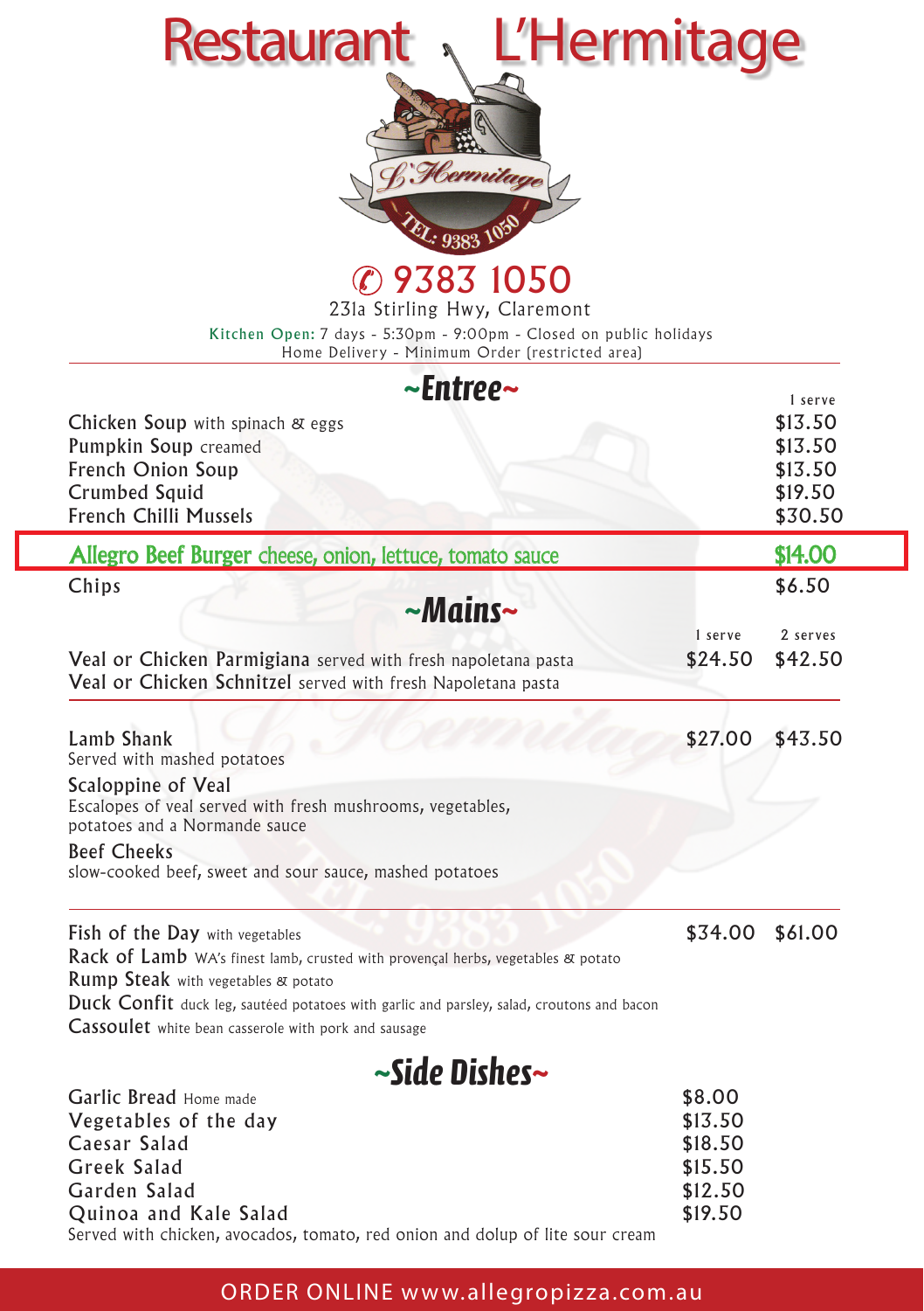# Restaurant L'Hermitage

✆ 9383 1050

231a Stirling Hwy, Claremont

Kitchen Open: 7 days - 5:30pm - 9:00pm - Closed on public holidays
Home Delivery - Minimum Order (restricted area)

## ~Entree~

| | 1 serve |
|---|---|
| **Chicken Soup** with spinach & eggs | $13.50 |
| **Pumpkin Soup** creamed | $13.50 |
| **French Onion Soup** | $13.50 |
| **Crumbed Squid** | $19.50 |
| **French Chilli Mussels** | $30.50 |
| **Allegro Beef Burger** cheese, onion, lettuce, tomato sauce | $14.00 |
| **Chips** | $6.50 |

## ~Mains~

| | 1 serve | 2 serves |
|---|---|---|
| **Veal or Chicken Parmigiana** served with fresh napoletana pasta<br>**Veal or Chicken Schnitzel** served with fresh Napoletana pasta | $24.50 | $42.50 |
| **Lamb Shank**<br>Served with mashed potatoes<br>**Scaloppine of Veal**<br>Escalopes of veal served with fresh mushrooms, vegetables, potatoes and a Normande sauce<br>**Beef Cheeks**<br>slow-cooked beef, sweet and sour sauce, mashed potatoes | $27.00 | $43.50 |
| **Fish of the Day** with vegetables<br>**Rack of Lamb** WA's finest lamb, crusted with provençal herbs, vegetables & potato<br>**Rump Steak** with vegetables & potato<br>**Duck Confit** duck leg, sautéed potatoes with garlic and parsley, salad, croutons and bacon<br>**Cassoulet** white bean casserole with pork and sausage | $34.00 | $61.00 |

## ~Side Dishes~

| | |
|---|---|
| **Garlic Bread** Home made | $8.00 |
| **Vegetables of the day** | $13.50 |
| **Caesar Salad** | $18.50 |
| **Greek Salad** | $15.50 |
| **Garden Salad** | $12.50 |
| **Quinoa and Kale Salad**<br>Served with chicken, avocados, tomato, red onion and dolup of lite sour cream | $19.50 |

ORDER ONLINE www.allegropizza.com.au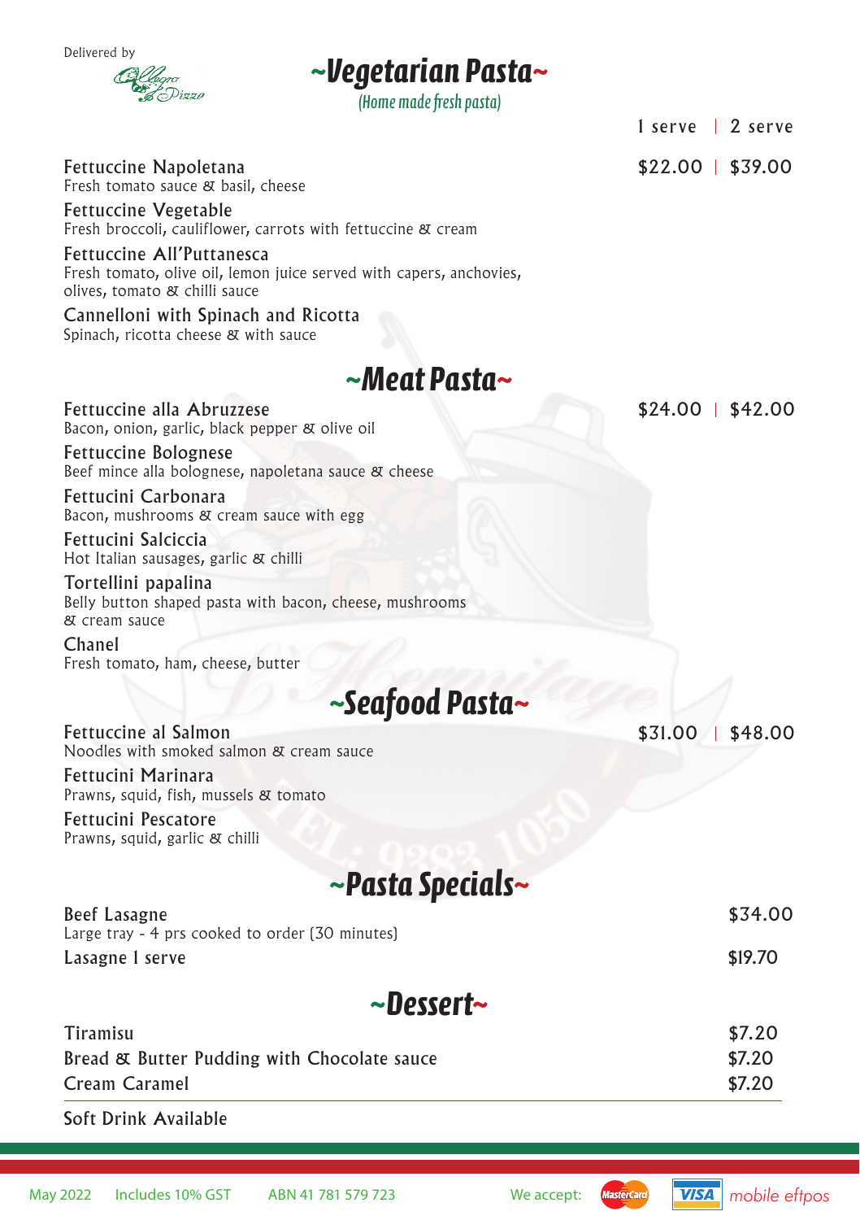Delivered by Allegro Pizza

## ~Vegetarian Pasta~

*(Home made fresh pasta)*

| | 1 serve | 2 serve |
|---|---|---|
| **Fettuccine Napoletana**<br>Fresh tomato sauce & basil, cheese | $22.00 | $39.00 |
| **Fettuccine Vegetable**<br>Fresh broccoli, cauliflower, carrots with fettuccine & cream | | |
| **Fettuccine All'Puttanesca**<br>Fresh tomato, olive oil, lemon juice served with capers, anchovies, olives, tomato & chilli sauce | | |
| **Cannelloni with Spinach and Ricotta**<br>Spinach, ricotta cheese & with sauce | | |

## ~Meat Pasta~

| | 1 serve | 2 serve |
|---|---|---|
| **Fettuccine alla Abruzzese**<br>Bacon, onion, garlic, black pepper & olive oil | $24.00 | $42.00 |
| **Fettuccine Bolognese**<br>Beef mince alla bolognese, napoletana sauce & cheese | | |
| **Fettucini Carbonara**<br>Bacon, mushrooms & cream sauce with egg | | |
| **Fettucini Salciccia**<br>Hot Italian sausages, garlic & chilli | | |
| **Tortellini papalina**<br>Belly button shaped pasta with bacon, cheese, mushrooms & cream sauce | | |
| **Chanel**<br>Fresh tomato, ham, cheese, butter | | |

## ~Seafood Pasta~

| | 1 serve | 2 serve |
|---|---|---|
| **Fettuccine al Salmon**<br>Noodles with smoked salmon & cream sauce | $31.00 | $48.00 |
| **Fettucini Marinara**<br>Prawns, squid, fish, mussels & tomato | | |
| **Fettucini Pescatore**<br>Prawns, squid, garlic & chilli | | |

## ~Pasta Specials~

| | |
|---|---|
| **Beef Lasagne**<br>Large tray - 4 prs cooked to order (30 minutes) | $34.00 |
| **Lasagne 1 serve** | $19.70 |

## ~Dessert~

| | |
|---|---|
| Tiramisu | $7.20 |
| Bread & Butter Pudding with Chocolate sauce | $7.20 |
| Cream Caramel | $7.20 |

Soft Drink Available

May 2022 Includes 10% GST ABN 41 781 579 723 We accept: MasterCard VISA mobile eftpos